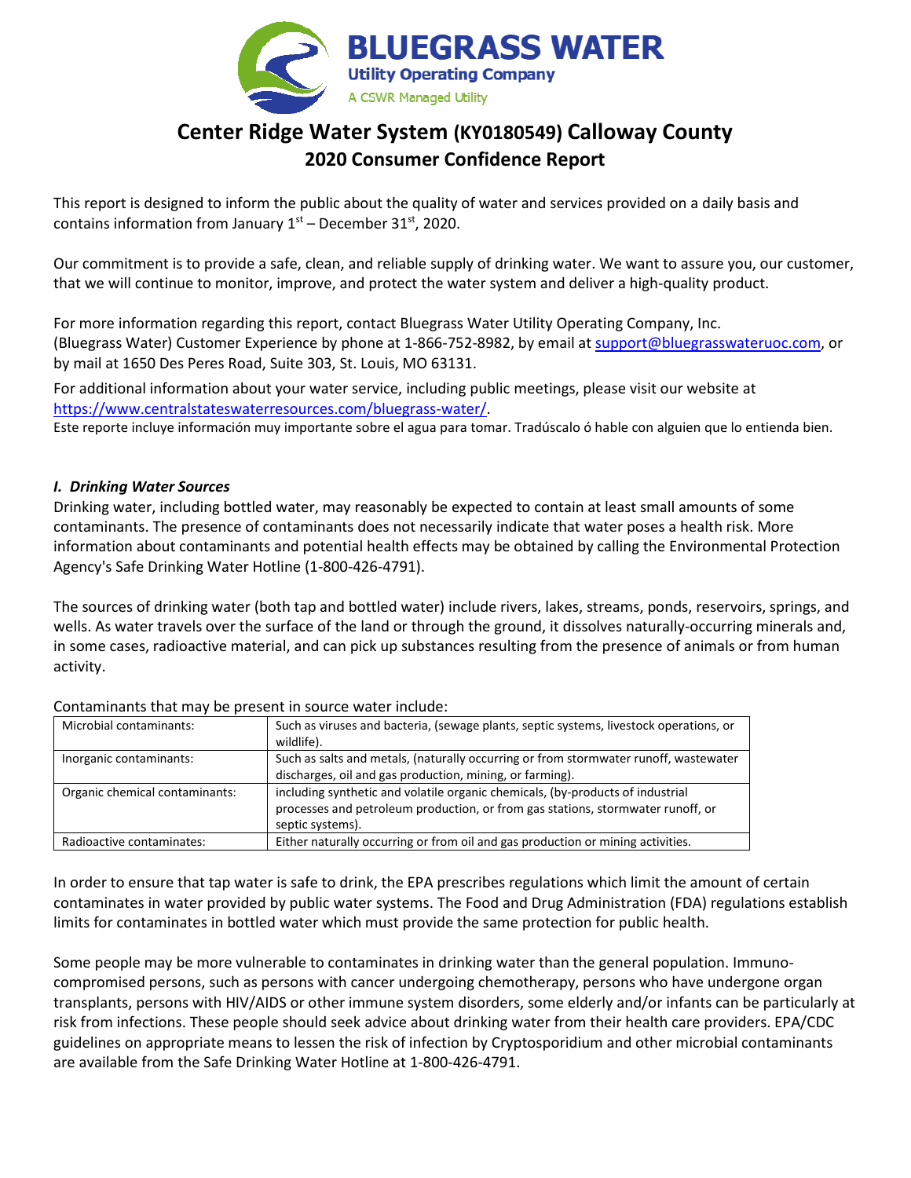BLUEGRASS WATER
Utility Operating Company
A CSWR Managed Utility

# Center Ridge Water System (KY0180549) Calloway County
## 2020 Consumer Confidence Report

This report is designed to inform the public about the quality of water and services provided on a daily basis and contains information from January 1st – December 31st, 2020.

Our commitment is to provide a safe, clean, and reliable supply of drinking water. We want to assure you, our customer, that we will continue to monitor, improve, and protect the water system and deliver a high-quality product.

For more information regarding this report, contact Bluegrass Water Utility Operating Company, Inc. (Bluegrass Water) Customer Experience by phone at 1-866-752-8982, by email at support@bluegrasswateruoc.com, or by mail at 1650 Des Peres Road, Suite 303, St. Louis, MO 63131.

For additional information about your water service, including public meetings, please visit our website at https://www.centralstateswaterresources.com/bluegrass-water/.

Este reporte incluye información muy importante sobre el agua para tomar. Tradúscalo ó hable con alguien que lo entienda bien.

### *I. Drinking Water Sources*

Drinking water, including bottled water, may reasonably be expected to contain at least small amounts of some contaminants. The presence of contaminants does not necessarily indicate that water poses a health risk. More information about contaminants and potential health effects may be obtained by calling the Environmental Protection Agency's Safe Drinking Water Hotline (1-800-426-4791).

The sources of drinking water (both tap and bottled water) include rivers, lakes, streams, ponds, reservoirs, springs, and wells. As water travels over the surface of the land or through the ground, it dissolves naturally-occurring minerals and, in some cases, radioactive material, and can pick up substances resulting from the presence of animals or from human activity.

Contaminants that may be present in source water include:

| | |
|---|---|
| Microbial contaminants: | Such as viruses and bacteria, (sewage plants, septic systems, livestock operations, or wildlife). |
| Inorganic contaminants: | Such as salts and metals, (naturally occurring or from stormwater runoff, wastewater discharges, oil and gas production, mining, or farming). |
| Organic chemical contaminants: | including synthetic and volatile organic chemicals, (by-products of industrial processes and petroleum production, or from gas stations, stormwater runoff, or septic systems). |
| Radioactive contaminates: | Either naturally occurring or from oil and gas production or mining activities. |

In order to ensure that tap water is safe to drink, the EPA prescribes regulations which limit the amount of certain contaminates in water provided by public water systems. The Food and Drug Administration (FDA) regulations establish limits for contaminates in bottled water which must provide the same protection for public health.

Some people may be more vulnerable to contaminates in drinking water than the general population. Immuno-compromised persons, such as persons with cancer undergoing chemotherapy, persons who have undergone organ transplants, persons with HIV/AIDS or other immune system disorders, some elderly and/or infants can be particularly at risk from infections. These people should seek advice about drinking water from their health care providers. EPA/CDC guidelines on appropriate means to lessen the risk of infection by Cryptosporidium and other microbial contaminants are available from the Safe Drinking Water Hotline at 1-800-426-4791.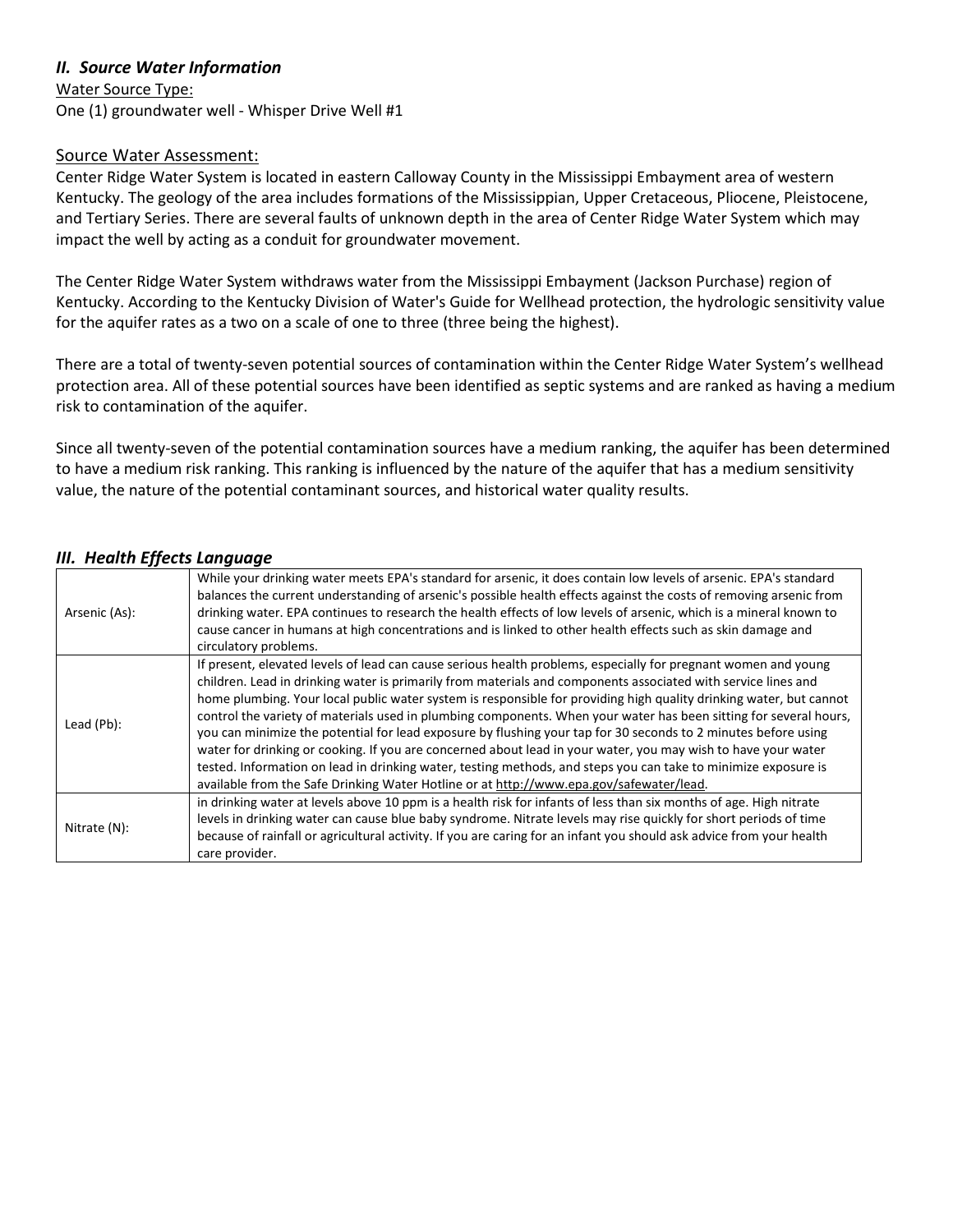## *II. Source Water Information*

Water Source Type:
One (1) groundwater well - Whisper Drive Well #1

Source Water Assessment:
Center Ridge Water System is located in eastern Calloway County in the Mississippi Embayment area of western Kentucky. The geology of the area includes formations of the Mississippian, Upper Cretaceous, Pliocene, Pleistocene, and Tertiary Series. There are several faults of unknown depth in the area of Center Ridge Water System which may impact the well by acting as a conduit for groundwater movement.

The Center Ridge Water System withdraws water from the Mississippi Embayment (Jackson Purchase) region of Kentucky. According to the Kentucky Division of Water's Guide for Wellhead protection, the hydrologic sensitivity value for the aquifer rates as a two on a scale of one to three (three being the highest).

There are a total of twenty-seven potential sources of contamination within the Center Ridge Water System's wellhead protection area. All of these potential sources have been identified as septic systems and are ranked as having a medium risk to contamination of the aquifer.

Since all twenty-seven of the potential contamination sources have a medium ranking, the aquifer has been determined to have a medium risk ranking. This ranking is influenced by the nature of the aquifer that has a medium sensitivity value, the nature of the potential contaminant sources, and historical water quality results.

## *III. Health Effects Language*

| | |
|---|---|
| Arsenic (As): | While your drinking water meets EPA's standard for arsenic, it does contain low levels of arsenic. EPA's standard balances the current understanding of arsenic's possible health effects against the costs of removing arsenic from drinking water. EPA continues to research the health effects of low levels of arsenic, which is a mineral known to cause cancer in humans at high concentrations and is linked to other health effects such as skin damage and circulatory problems. |
| Lead (Pb): | If present, elevated levels of lead can cause serious health problems, especially for pregnant women and young children. Lead in drinking water is primarily from materials and components associated with service lines and home plumbing. Your local public water system is responsible for providing high quality drinking water, but cannot control the variety of materials used in plumbing components. When your water has been sitting for several hours, you can minimize the potential for lead exposure by flushing your tap for 30 seconds to 2 minutes before using water for drinking or cooking. If you are concerned about lead in your water, you may wish to have your water tested. Information on lead in drinking water, testing methods, and steps you can take to minimize exposure is available from the Safe Drinking Water Hotline or at http://www.epa.gov/safewater/lead. |
| Nitrate (N): | in drinking water at levels above 10 ppm is a health risk for infants of less than six months of age. High nitrate levels in drinking water can cause blue baby syndrome. Nitrate levels may rise quickly for short periods of time because of rainfall or agricultural activity. If you are caring for an infant you should ask advice from your health care provider. |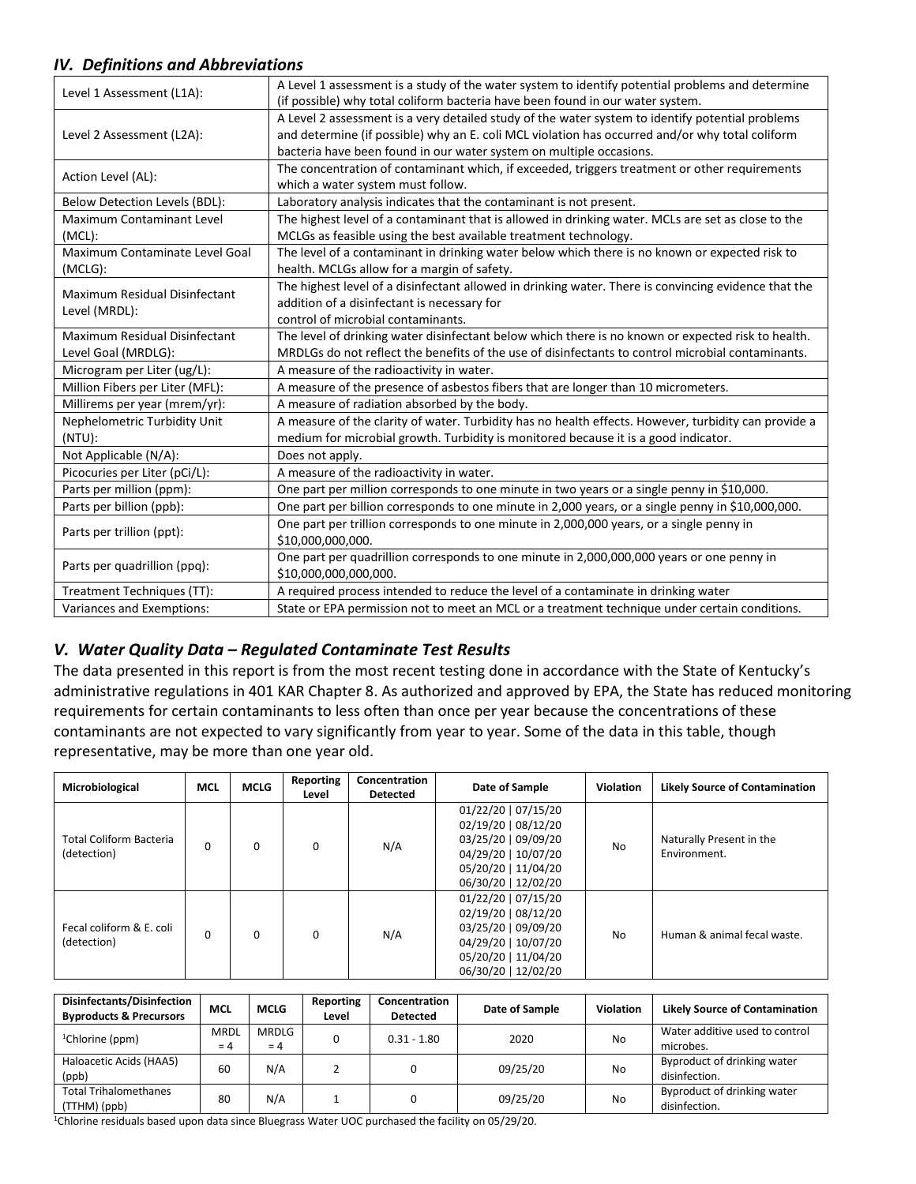## *IV. Definitions and Abbreviations*

| | |
|---|---|
| Level 1 Assessment (L1A): | A Level 1 assessment is a study of the water system to identify potential problems and determine (if possible) why total coliform bacteria have been found in our water system. |
| Level 2 Assessment (L2A): | A Level 2 assessment is a very detailed study of the water system to identify potential problems and determine (if possible) why an E. coli MCL violation has occurred and/or why total coliform bacteria have been found in our water system on multiple occasions. |
| Action Level (AL): | The concentration of contaminant which, if exceeded, triggers treatment or other requirements which a water system must follow. |
| Below Detection Levels (BDL): | Laboratory analysis indicates that the contaminant is not present. |
| Maximum Contaminant Level (MCL): | The highest level of a contaminant that is allowed in drinking water. MCLs are set as close to the MCLGs as feasible using the best available treatment technology. |
| Maximum Contaminate Level Goal (MCLG): | The level of a contaminant in drinking water below which there is no known or expected risk to health. MCLGs allow for a margin of safety. |
| Maximum Residual Disinfectant Level (MRDL): | The highest level of a disinfectant allowed in drinking water. There is convincing evidence that the addition of a disinfectant is necessary for control of microbial contaminants. |
| Maximum Residual Disinfectant Level Goal (MRDLG): | The level of drinking water disinfectant below which there is no known or expected risk to health. MRDLGs do not reflect the benefits of the use of disinfectants to control microbial contaminants. |
| Microgram per Liter (ug/L): | A measure of the radioactivity in water. |
| Million Fibers per Liter (MFL): | A measure of the presence of asbestos fibers that are longer than 10 micrometers. |
| Millirems per year (mrem/yr): | A measure of radiation absorbed by the body. |
| Nephelometric Turbidity Unit (NTU): | A measure of the clarity of water. Turbidity has no health effects. However, turbidity can provide a medium for microbial growth. Turbidity is monitored because it is a good indicator. |
| Not Applicable (N/A): | Does not apply. |
| Picocuries per Liter (pCi/L): | A measure of the radioactivity in water. |
| Parts per million (ppm): | One part per million corresponds to one minute in two years or a single penny in $10,000. |
| Parts per billion (ppb): | One part per billion corresponds to one minute in 2,000 years, or a single penny in $10,000,000. |
| Parts per trillion (ppt): | One part per trillion corresponds to one minute in 2,000,000 years, or a single penny in $10,000,000,000. |
| Parts per quadrillion (ppq): | One part per quadrillion corresponds to one minute in 2,000,000,000 years or one penny in $10,000,000,000,000. |
| Treatment Techniques (TT): | A required process intended to reduce the level of a contaminate in drinking water |
| Variances and Exemptions: | State or EPA permission not to meet an MCL or a treatment technique under certain conditions. |

## *V. Water Quality Data – Regulated Contaminate Test Results*

The data presented in this report is from the most recent testing done in accordance with the State of Kentucky's administrative regulations in 401 KAR Chapter 8. As authorized and approved by EPA, the State has reduced monitoring requirements for certain contaminants to less often than once per year because the concentrations of these contaminants are not expected to vary significantly from year to year. Some of the data in this table, though representative, may be more than one year old.

| Microbiological | MCL | MCLG | Reporting Level | Concentration Detected | Date of Sample | Violation | Likely Source of Contamination |
|---|---|---|---|---|---|---|---|
| Total Coliform Bacteria (detection) | 0 | 0 | 0 | N/A | 01/22/20 \| 07/15/20<br>02/19/20 \| 08/12/20<br>03/25/20 \| 09/09/20<br>04/29/20 \| 10/07/20<br>05/20/20 \| 11/04/20<br>06/30/20 \| 12/02/20 | No | Naturally Present in the Environment. |
| Fecal coliform & E. coli (detection) | 0 | 0 | 0 | N/A | 01/22/20 \| 07/15/20<br>02/19/20 \| 08/12/20<br>03/25/20 \| 09/09/20<br>04/29/20 \| 10/07/20<br>05/20/20 \| 11/04/20<br>06/30/20 \| 12/02/20 | No | Human & animal fecal waste. |

| Disinfectants/Disinfection Byproducts & Precursors | MCL | MCLG | Reporting Level | Concentration Detected | Date of Sample | Violation | Likely Source of Contamination |
|---|---|---|---|---|---|---|---|
| [1]Chlorine (ppm) | MRDL = 4 | MRDLG = 4 | 0 | 0.31 - 1.80 | 2020 | No | Water additive used to control microbes. |
| Haloacetic Acids (HAA5) (ppb) | 60 | N/A | 2 | 0 | 09/25/20 | No | Byproduct of drinking water disinfection. |
| Total Trihalomethanes (TTHM) (ppb) | 80 | N/A | 1 | 0 | 09/25/20 | No | Byproduct of drinking water disinfection. |

[1]Chlorine residuals based upon data since Bluegrass Water UOC purchased the facility on 05/29/20.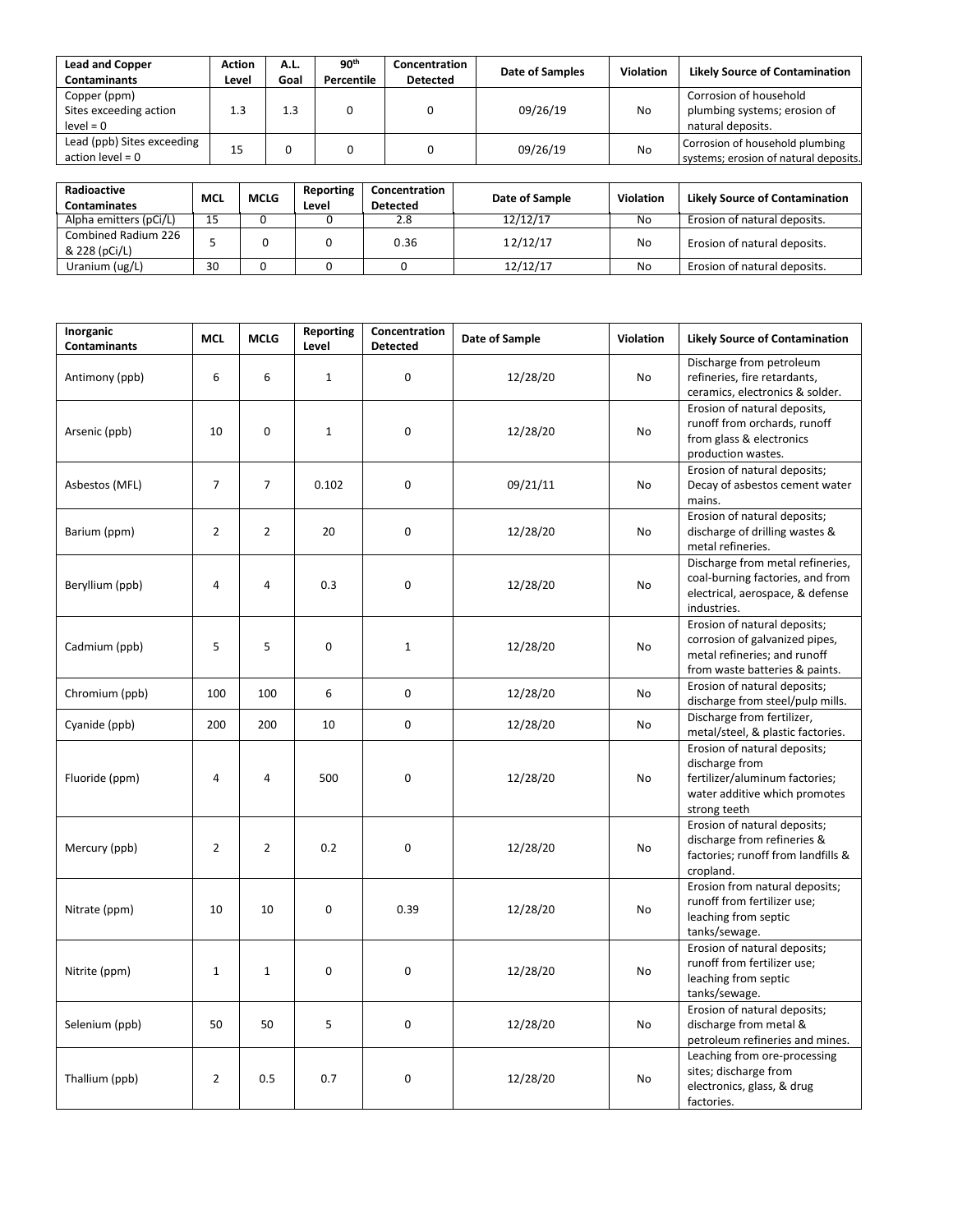| Lead and Copper Contaminants | Action Level | A.L. Goal | 90th Percentile | Concentration Detected | Date of Samples | Violation | Likely Source of Contamination |
|---|---|---|---|---|---|---|---|
| Copper (ppm) Sites exceeding action level = 0 | 1.3 | 1.3 | 0 | 0 | 09/26/19 | No | Corrosion of household plumbing systems; erosion of natural deposits. |
| Lead (ppb) Sites exceeding action level = 0 | 15 | 0 | 0 | 0 | 09/26/19 | No | Corrosion of household plumbing systems; erosion of natural deposits. |

| Radioactive Contaminates | MCL | MCLG | Reporting Level | Concentration Detected | Date of Sample | Violation | Likely Source of Contamination |
|---|---|---|---|---|---|---|---|
| Alpha emitters (pCi/L) | 15 | 0 | 0 | 2.8 | 12/12/17 | No | Erosion of natural deposits. |
| Combined Radium 226 & 228 (pCi/L) | 5 | 0 | 0 | 0.36 | 12/12/17 | No | Erosion of natural deposits. |
| Uranium (ug/L) | 30 | 0 | 0 | 0 | 12/12/17 | No | Erosion of natural deposits. |

| Inorganic Contaminants | MCL | MCLG | Reporting Level | Concentration Detected | Date of Sample | Violation | Likely Source of Contamination |
|---|---|---|---|---|---|---|---|
| Antimony (ppb) | 6 | 6 | 1 | 0 | 12/28/20 | No | Discharge from petroleum refineries, fire retardants, ceramics, electronics & solder. |
| Arsenic (ppb) | 10 | 0 | 1 | 0 | 12/28/20 | No | Erosion of natural deposits, runoff from orchards, runoff from glass & electronics production wastes. |
| Asbestos (MFL) | 7 | 7 | 0.102 | 0 | 09/21/11 | No | Erosion of natural deposits; Decay of asbestos cement water mains. |
| Barium (ppm) | 2 | 2 | 20 | 0 | 12/28/20 | No | Erosion of natural deposits; discharge of drilling wastes & metal refineries. |
| Beryllium (ppb) | 4 | 4 | 0.3 | 0 | 12/28/20 | No | Discharge from metal refineries, coal-burning factories, and from electrical, aerospace, & defense industries. |
| Cadmium (ppb) | 5 | 5 | 0 | 1 | 12/28/20 | No | Erosion of natural deposits; corrosion of galvanized pipes, metal refineries; and runoff from waste batteries & paints. |
| Chromium (ppb) | 100 | 100 | 6 | 0 | 12/28/20 | No | Erosion of natural deposits; discharge from steel/pulp mills. |
| Cyanide (ppb) | 200 | 200 | 10 | 0 | 12/28/20 | No | Discharge from fertilizer, metal/steel, & plastic factories. |
| Fluoride (ppm) | 4 | 4 | 500 | 0 | 12/28/20 | No | Erosion of natural deposits; discharge from fertilizer/aluminum factories; water additive which promotes strong teeth |
| Mercury (ppb) | 2 | 2 | 0.2 | 0 | 12/28/20 | No | Erosion of natural deposits; discharge from refineries & factories; runoff from landfills & cropland. |
| Nitrate (ppm) | 10 | 10 | 0 | 0.39 | 12/28/20 | No | Erosion from natural deposits; runoff from fertilizer use; leaching from septic tanks/sewage. |
| Nitrite (ppm) | 1 | 1 | 0 | 0 | 12/28/20 | No | Erosion of natural deposits; runoff from fertilizer use; leaching from septic tanks/sewage. |
| Selenium (ppb) | 50 | 50 | 5 | 0 | 12/28/20 | No | Erosion of natural deposits; discharge from metal & petroleum refineries and mines. |
| Thallium (ppb) | 2 | 0.5 | 0.7 | 0 | 12/28/20 | No | Leaching from ore-processing sites; discharge from electronics, glass, & drug factories. |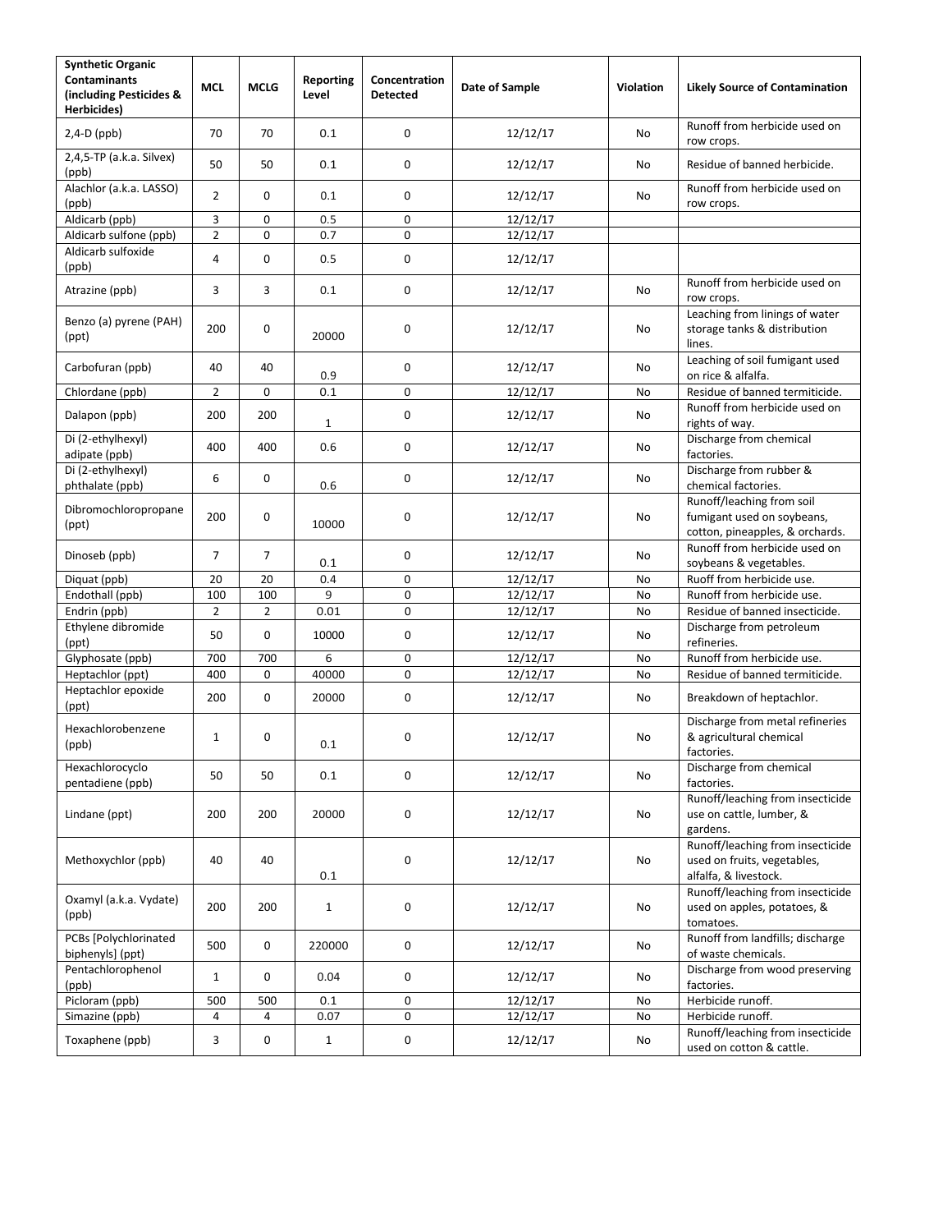| Synthetic Organic Contaminants (including Pesticides & Herbicides) | MCL | MCLG | Reporting Level | Concentration Detected | Date of Sample | Violation | Likely Source of Contamination |
|---|---|---|---|---|---|---|---|
| 2,4-D (ppb) | 70 | 70 | 0.1 | 0 | 12/12/17 | No | Runoff from herbicide used on row crops. |
| 2,4,5-TP (a.k.a. Silvex) (ppb) | 50 | 50 | 0.1 | 0 | 12/12/17 | No | Residue of banned herbicide. |
| Alachlor (a.k.a. LASSO) (ppb) | 2 | 0 | 0.1 | 0 | 12/12/17 | No | Runoff from herbicide used on row crops. |
| Aldicarb (ppb) | 3 | 0 | 0.5 | 0 | 12/12/17 | | |
| Aldicarb sulfone (ppb) | 2 | 0 | 0.7 | 0 | 12/12/17 | | |
| Aldicarb sulfoxide (ppb) | 4 | 0 | 0.5 | 0 | 12/12/17 | | |
| Atrazine (ppb) | 3 | 3 | 0.1 | 0 | 12/12/17 | No | Runoff from herbicide used on row crops. |
| Benzo (a) pyrene (PAH) (ppt) | 200 | 0 | 20000 | 0 | 12/12/17 | No | Leaching from linings of water storage tanks & distribution lines. |
| Carbofuran (ppb) | 40 | 40 | 0.9 | 0 | 12/12/17 | No | Leaching of soil fumigant used on rice & alfalfa. |
| Chlordane (ppb) | 2 | 0 | 0.1 | 0 | 12/12/17 | No | Residue of banned termiticide. |
| Dalapon (ppb) | 200 | 200 | 1 | 0 | 12/12/17 | No | Runoff from herbicide used on rights of way. |
| Di (2-ethylhexyl) adipate (ppb) | 400 | 400 | 0.6 | 0 | 12/12/17 | No | Discharge from chemical factories. |
| Di (2-ethylhexyl) phthalate (ppb) | 6 | 0 | 0.6 | 0 | 12/12/17 | No | Discharge from rubber & chemical factories. |
| Dibromochloropropane (ppt) | 200 | 0 | 10000 | 0 | 12/12/17 | No | Runoff/leaching from soil fumigant used on soybeans, cotton, pineapples, & orchards. |
| Dinoseb (ppb) | 7 | 7 | 0.1 | 0 | 12/12/17 | No | Runoff from herbicide used on soybeans & vegetables. |
| Diquat (ppb) | 20 | 20 | 0.4 | 0 | 12/12/17 | No | Ruoff from herbicide use. |
| Endothall (ppb) | 100 | 100 | 9 | 0 | 12/12/17 | No | Runoff from herbicide use. |
| Endrin (ppb) | 2 | 2 | 0.01 | 0 | 12/12/17 | No | Residue of banned insecticide. |
| Ethylene dibromide (ppt) | 50 | 0 | 10000 | 0 | 12/12/17 | No | Discharge from petroleum refineries. |
| Glyphosate (ppb) | 700 | 700 | 6 | 0 | 12/12/17 | No | Runoff from herbicide use. |
| Heptachlor (ppt) | 400 | 0 | 40000 | 0 | 12/12/17 | No | Residue of banned termiticide. |
| Heptachlor epoxide (ppt) | 200 | 0 | 20000 | 0 | 12/12/17 | No | Breakdown of heptachlor. |
| Hexachlorobenzene (ppb) | 1 | 0 | 0.1 | 0 | 12/12/17 | No | Discharge from metal refineries & agricultural chemical factories. |
| Hexachlorocyclo pentadiene (ppb) | 50 | 50 | 0.1 | 0 | 12/12/17 | No | Discharge from chemical factories. |
| Lindane (ppt) | 200 | 200 | 20000 | 0 | 12/12/17 | No | Runoff/leaching from insecticide use on cattle, lumber, & gardens. |
| Methoxychlor (ppb) | 40 | 40 | 0.1 | 0 | 12/12/17 | No | Runoff/leaching from insecticide used on fruits, vegetables, alfalfa, & livestock. |
| Oxamyl (a.k.a. Vydate) (ppb) | 200 | 200 | 1 | 0 | 12/12/17 | No | Runoff/leaching from insecticide used on apples, potatoes, & tomatoes. |
| PCBs [Polychlorinated biphenyls] (ppt) | 500 | 0 | 220000 | 0 | 12/12/17 | No | Runoff from landfills; discharge of waste chemicals. |
| Pentachlorophenol (ppb) | 1 | 0 | 0.04 | 0 | 12/12/17 | No | Discharge from wood preserving factories. |
| Picloram (ppb) | 500 | 500 | 0.1 | 0 | 12/12/17 | No | Herbicide runoff. |
| Simazine (ppb) | 4 | 4 | 0.07 | 0 | 12/12/17 | No | Herbicide runoff. |
| Toxaphene (ppb) | 3 | 0 | 1 | 0 | 12/12/17 | No | Runoff/leaching from insecticide used on cotton & cattle. |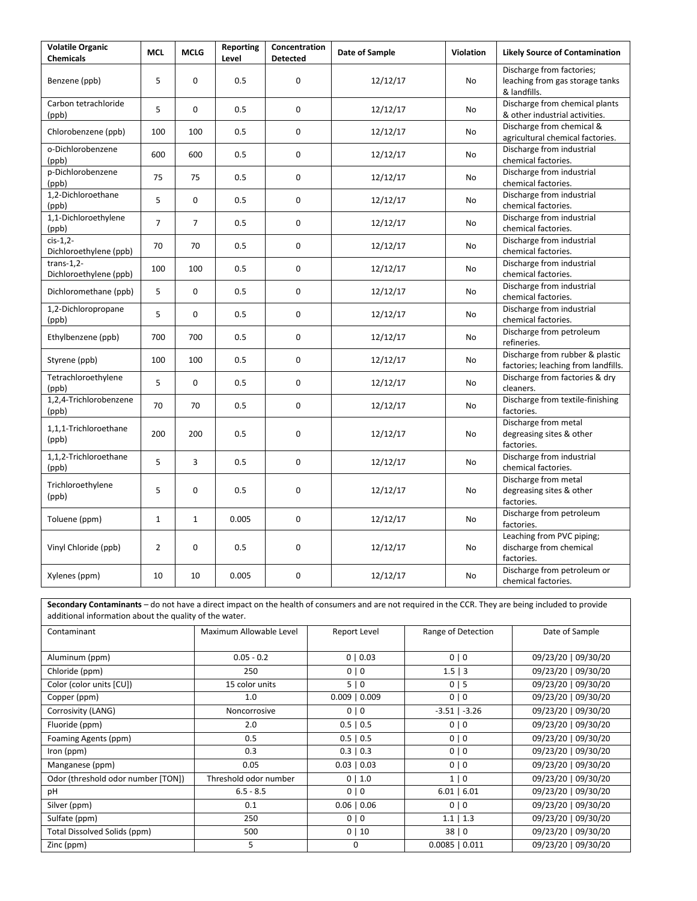| Volatile Organic Chemicals | MCL | MCLG | Reporting Level | Concentration Detected | Date of Sample | Violation | Likely Source of Contamination |
|---|---|---|---|---|---|---|---|
| Benzene (ppb) | 5 | 0 | 0.5 | 0 | 12/12/17 | No | Discharge from factories; leaching from gas storage tanks & landfills. |
| Carbon tetrachloride (ppb) | 5 | 0 | 0.5 | 0 | 12/12/17 | No | Discharge from chemical plants & other industrial activities. |
| Chlorobenzene (ppb) | 100 | 100 | 0.5 | 0 | 12/12/17 | No | Discharge from chemical & agricultural chemical factories. |
| o-Dichlorobenzene (ppb) | 600 | 600 | 0.5 | 0 | 12/12/17 | No | Discharge from industrial chemical factories. |
| p-Dichlorobenzene (ppb) | 75 | 75 | 0.5 | 0 | 12/12/17 | No | Discharge from industrial chemical factories. |
| 1,2-Dichloroethane (ppb) | 5 | 0 | 0.5 | 0 | 12/12/17 | No | Discharge from industrial chemical factories. |
| 1,1-Dichloroethylene (ppb) | 7 | 7 | 0.5 | 0 | 12/12/17 | No | Discharge from industrial chemical factories. |
| cis-1,2-Dichloroethylene (ppb) | 70 | 70 | 0.5 | 0 | 12/12/17 | No | Discharge from industrial chemical factories. |
| trans-1,2-Dichloroethylene (ppb) | 100 | 100 | 0.5 | 0 | 12/12/17 | No | Discharge from industrial chemical factories. |
| Dichloromethane (ppb) | 5 | 0 | 0.5 | 0 | 12/12/17 | No | Discharge from industrial chemical factories. |
| 1,2-Dichloropropane (ppb) | 5 | 0 | 0.5 | 0 | 12/12/17 | No | Discharge from industrial chemical factories. |
| Ethylbenzene (ppb) | 700 | 700 | 0.5 | 0 | 12/12/17 | No | Discharge from petroleum refineries. |
| Styrene (ppb) | 100 | 100 | 0.5 | 0 | 12/12/17 | No | Discharge from rubber & plastic factories; leaching from landfills. |
| Tetrachloroethylene (ppb) | 5 | 0 | 0.5 | 0 | 12/12/17 | No | Discharge from factories & dry cleaners. |
| 1,2,4-Trichlorobenzene (ppb) | 70 | 70 | 0.5 | 0 | 12/12/17 | No | Discharge from textile-finishing factories. |
| 1,1,1-Trichloroethane (ppb) | 200 | 200 | 0.5 | 0 | 12/12/17 | No | Discharge from metal degreasing sites & other factories. |
| 1,1,2-Trichloroethane (ppb) | 5 | 3 | 0.5 | 0 | 12/12/17 | No | Discharge from industrial chemical factories. |
| Trichloroethylene (ppb) | 5 | 0 | 0.5 | 0 | 12/12/17 | No | Discharge from metal degreasing sites & other factories. |
| Toluene (ppm) | 1 | 1 | 0.005 | 0 | 12/12/17 | No | Discharge from petroleum factories. |
| Vinyl Chloride (ppb) | 2 | 0 | 0.5 | 0 | 12/12/17 | No | Leaching from PVC piping; discharge from chemical factories. |
| Xylenes (ppm) | 10 | 10 | 0.005 | 0 | 12/12/17 | No | Discharge from petroleum or chemical factories. |

**Secondary Contaminants** – do not have a direct impact on the health of consumers and are not required in the CCR. They are being included to provide additional information about the quality of the water.

| Contaminant | Maximum Allowable Level | Report Level | Range of Detection | Date of Sample |
|---|---|---|---|---|
| Aluminum (ppm) | 0.05 - 0.2 | 0 \| 0.03 | 0 \| 0 | 09/23/20 \| 09/30/20 |
| Chloride (ppm) | 250 | 0 \| 0 | 1.5 \| 3 | 09/23/20 \| 09/30/20 |
| Color (color units [CU]) | 15 color units | 5 \| 0 | 0 \| 5 | 09/23/20 \| 09/30/20 |
| Copper (ppm) | 1.0 | 0.009 \| 0.009 | 0 \| 0 | 09/23/20 \| 09/30/20 |
| Corrosivity (LANG) | Noncorrosive | 0 \| 0 | -3.51 \| -3.26 | 09/23/20 \| 09/30/20 |
| Fluoride (ppm) | 2.0 | 0.5 \| 0.5 | 0 \| 0 | 09/23/20 \| 09/30/20 |
| Foaming Agents (ppm) | 0.5 | 0.5 \| 0.5 | 0 \| 0 | 09/23/20 \| 09/30/20 |
| Iron (ppm) | 0.3 | 0.3 \| 0.3 | 0 \| 0 | 09/23/20 \| 09/30/20 |
| Manganese (ppm) | 0.05 | 0.03 \| 0.03 | 0 \| 0 | 09/23/20 \| 09/30/20 |
| Odor (threshold odor number [TON]) | Threshold odor number | 0 \| 1.0 | 1 \| 0 | 09/23/20 \| 09/30/20 |
| pH | 6.5 - 8.5 | 0 \| 0 | 6.01 \| 6.01 | 09/23/20 \| 09/30/20 |
| Silver (ppm) | 0.1 | 0.06 \| 0.06 | 0 \| 0 | 09/23/20 \| 09/30/20 |
| Sulfate (ppm) | 250 | 0 \| 0 | 1.1 \| 1.3 | 09/23/20 \| 09/30/20 |
| Total Dissolved Solids (ppm) | 500 | 0 \| 10 | 38 \| 0 | 09/23/20 \| 09/30/20 |
| Zinc (ppm) | 5 | 0 | 0.0085 \| 0.011 | 09/23/20 \| 09/30/20 |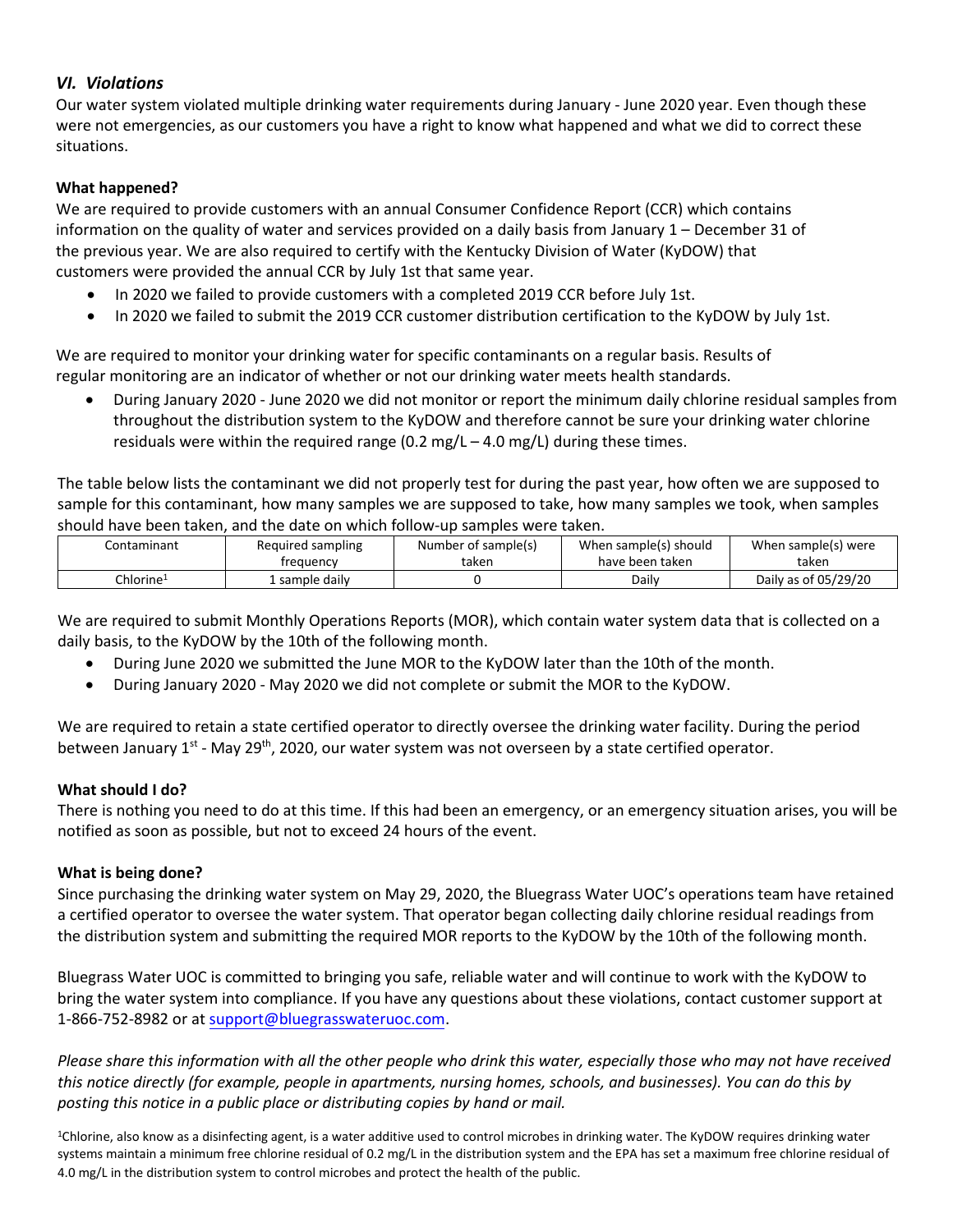## *VI. Violations*

Our water system violated multiple drinking water requirements during January - June 2020 year. Even though these were not emergencies, as our customers you have a right to know what happened and what we did to correct these situations.

### What happened?

We are required to provide customers with an annual Consumer Confidence Report (CCR) which contains information on the quality of water and services provided on a daily basis from January 1 – December 31 of the previous year. We are also required to certify with the Kentucky Division of Water (KyDOW) that customers were provided the annual CCR by July 1st that same year.

- In 2020 we failed to provide customers with a completed 2019 CCR before July 1st.
- In 2020 we failed to submit the 2019 CCR customer distribution certification to the KyDOW by July 1st.

We are required to monitor your drinking water for specific contaminants on a regular basis. Results of regular monitoring are an indicator of whether or not our drinking water meets health standards.

- During January 2020 - June 2020 we did not monitor or report the minimum daily chlorine residual samples from throughout the distribution system to the KyDOW and therefore cannot be sure your drinking water chlorine residuals were within the required range (0.2 mg/L – 4.0 mg/L) during these times.

The table below lists the contaminant we did not properly test for during the past year, how often we are supposed to sample for this contaminant, how many samples we are supposed to take, how many samples we took, when samples should have been taken, and the date on which follow-up samples were taken.

| Contaminant | Required sampling frequency | Number of sample(s) taken | When sample(s) should have been taken | When sample(s) were taken |
|---|---|---|---|---|
| Chlorine[1] | 1 sample daily | 0 | Daily | Daily as of 05/29/20 |

We are required to submit Monthly Operations Reports (MOR), which contain water system data that is collected on a daily basis, to the KyDOW by the 10th of the following month.

- During June 2020 we submitted the June MOR to the KyDOW later than the 10th of the month.
- During January 2020 - May 2020 we did not complete or submit the MOR to the KyDOW.

We are required to retain a state certified operator to directly oversee the drinking water facility. During the period between January 1st - May 29th, 2020, our water system was not overseen by a state certified operator.

### What should I do?

There is nothing you need to do at this time. If this had been an emergency, or an emergency situation arises, you will be notified as soon as possible, but not to exceed 24 hours of the event.

### What is being done?

Since purchasing the drinking water system on May 29, 2020, the Bluegrass Water UOC's operations team have retained a certified operator to oversee the water system. That operator began collecting daily chlorine residual readings from the distribution system and submitting the required MOR reports to the KyDOW by the 10th of the following month.

Bluegrass Water UOC is committed to bringing you safe, reliable water and will continue to work with the KyDOW to bring the water system into compliance. If you have any questions about these violations, contact customer support at 1-866-752-8982 or at support@bluegrasswateruoc.com.

*Please share this information with all the other people who drink this water, especially those who may not have received this notice directly (for example, people in apartments, nursing homes, schools, and businesses). You can do this by posting this notice in a public place or distributing copies by hand or mail.*

[1]Chlorine, also know as a disinfecting agent, is a water additive used to control microbes in drinking water. The KyDOW requires drinking water systems maintain a minimum free chlorine residual of 0.2 mg/L in the distribution system and the EPA has set a maximum free chlorine residual of 4.0 mg/L in the distribution system to control microbes and protect the health of the public.